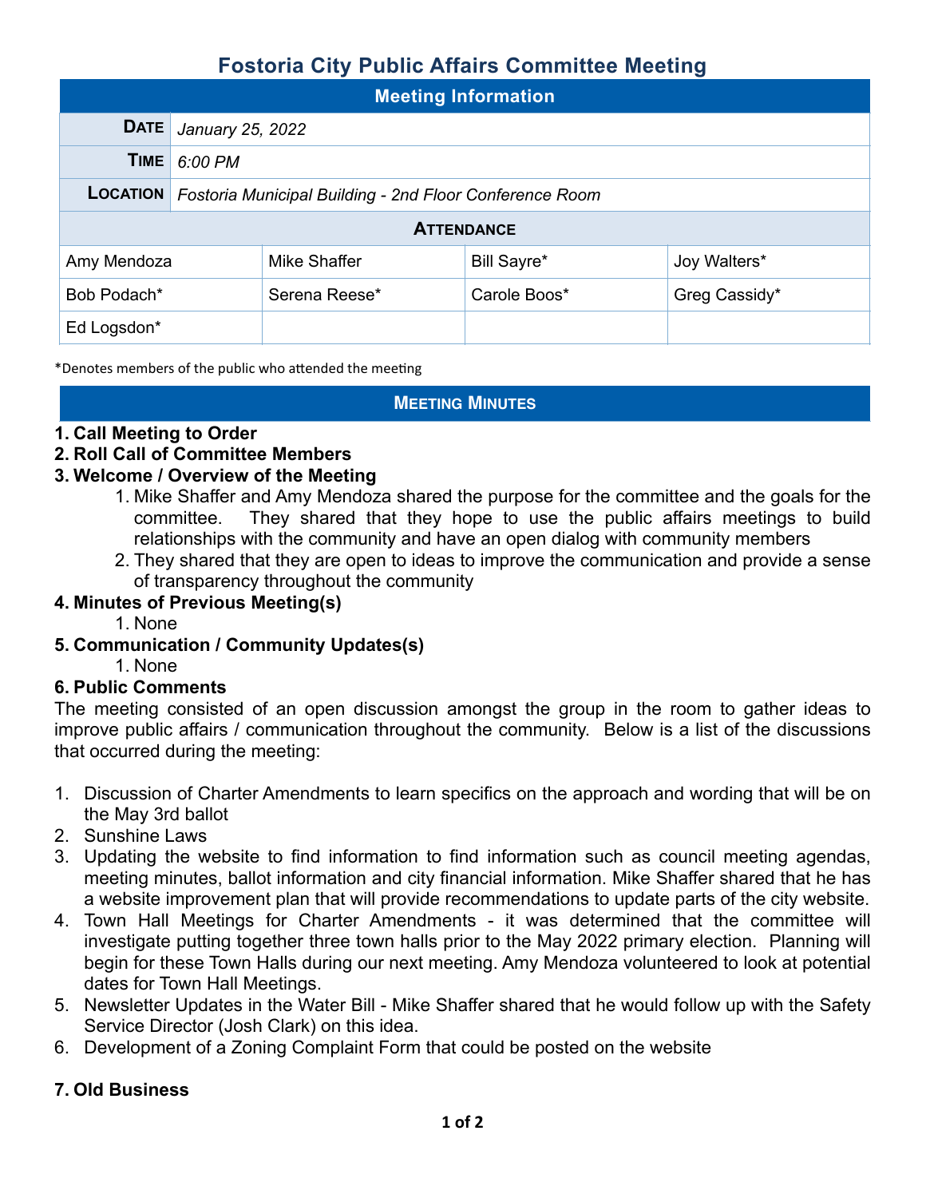# Fostoria City Public Affairs Committee Meeting

| Meeting Information | | | |
|---|---|---|---|
| **Date** | *January 25, 2022* | | |
| **Time** | *6:00 PM* | | |
| **Location** | *Fostoria Municipal Building - 2nd Floor Conference Room* | | |
| **Attendance** | | | |
| Amy Mendoza | Mike Shaffer | Bill Sayre* | Joy Walters* |
| Bob Podach* | Serena Reese* | Carole Boos* | Greg Cassidy* |
| Ed Logsdon* | | | |

*Denotes members of the public who attended the meeting

## Meeting Minutes

**1. Call Meeting to Order**

**2. Roll Call of Committee Members**

**3. Welcome / Overview of the Meeting**

1. Mike Shaffer and Amy Mendoza shared the purpose for the committee and the goals for the committee. They shared that they hope to use the public affairs meetings to build relationships with the community and have an open dialog with community members
2. They shared that they are open to ideas to improve the communication and provide a sense of transparency throughout the community

**4. Minutes of Previous Meeting(s)**

1. None

**5. Communication / Community Updates(s)**

1. None

**6. Public Comments**

The meeting consisted of an open discussion amongst the group in the room to gather ideas to improve public affairs / communication throughout the community. Below is a list of the discussions that occurred during the meeting:

1. Discussion of Charter Amendments to learn specifics on the approach and wording that will be on the May 3rd ballot
2. Sunshine Laws
3. Updating the website to find information to find information such as council meeting agendas, meeting minutes, ballot information and city financial information. Mike Shaffer shared that he has a website improvement plan that will provide recommendations to update parts of the city website.
4. Town Hall Meetings for Charter Amendments - it was determined that the committee will investigate putting together three town halls prior to the May 2022 primary election. Planning will begin for these Town Halls during our next meeting. Amy Mendoza volunteered to look at potential dates for Town Hall Meetings.
5. Newsletter Updates in the Water Bill - Mike Shaffer shared that he would follow up with the Safety Service Director (Josh Clark) on this idea.
6. Development of a Zoning Complaint Form that could be posted on the website

**7. Old Business**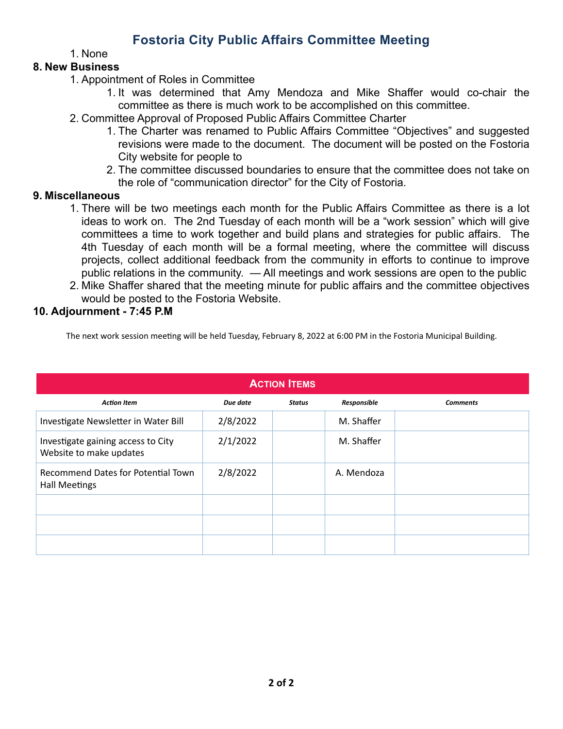## Fostoria City Public Affairs Committee Meeting

1. None

**8. New Business**

1. Appointment of Roles in Committee
   1. It was determined that Amy Mendoza and Mike Shaffer would co-chair the committee as there is much work to be accomplished on this committee.
2. Committee Approval of Proposed Public Affairs Committee Charter
   1. The Charter was renamed to Public Affairs Committee "Objectives" and suggested revisions were made to the document. The document will be posted on the Fostoria City website for people to
   2. The committee discussed boundaries to ensure that the committee does not take on the role of "communication director" for the City of Fostoria.

**9. Miscellaneous**

1. There will be two meetings each month for the Public Affairs Committee as there is a lot ideas to work on. The 2nd Tuesday of each month will be a "work session" which will give committees a time to work together and build plans and strategies for public affairs. The 4th Tuesday of each month will be a formal meeting, where the committee will discuss projects, collect additional feedback from the community in efforts to continue to improve public relations in the community. — All meetings and work sessions are open to the public
2. Mike Shaffer shared that the meeting minute for public affairs and the committee objectives would be posted to the Fostoria Website.

**10. Adjournment - 7:45 P.M**

The next work session meeting will be held Tuesday, February 8, 2022 at 6:00 PM in the Fostoria Municipal Building.

**ACTION ITEMS**

| *Action Item* | *Due date* | *Status* | *Responsible* | *Comments* |
|---|---|---|---|---|
| Investigate Newsletter in Water Bill | 2/8/2022 | | M. Shaffer | |
| Investigate gaining access to City Website to make updates | 2/1/2022 | | M. Shaffer | |
| Recommend Dates for Potential Town Hall Meetings | 2/8/2022 | | A. Mendoza | |
| | | | | |
| | | | | |
| | | | | |